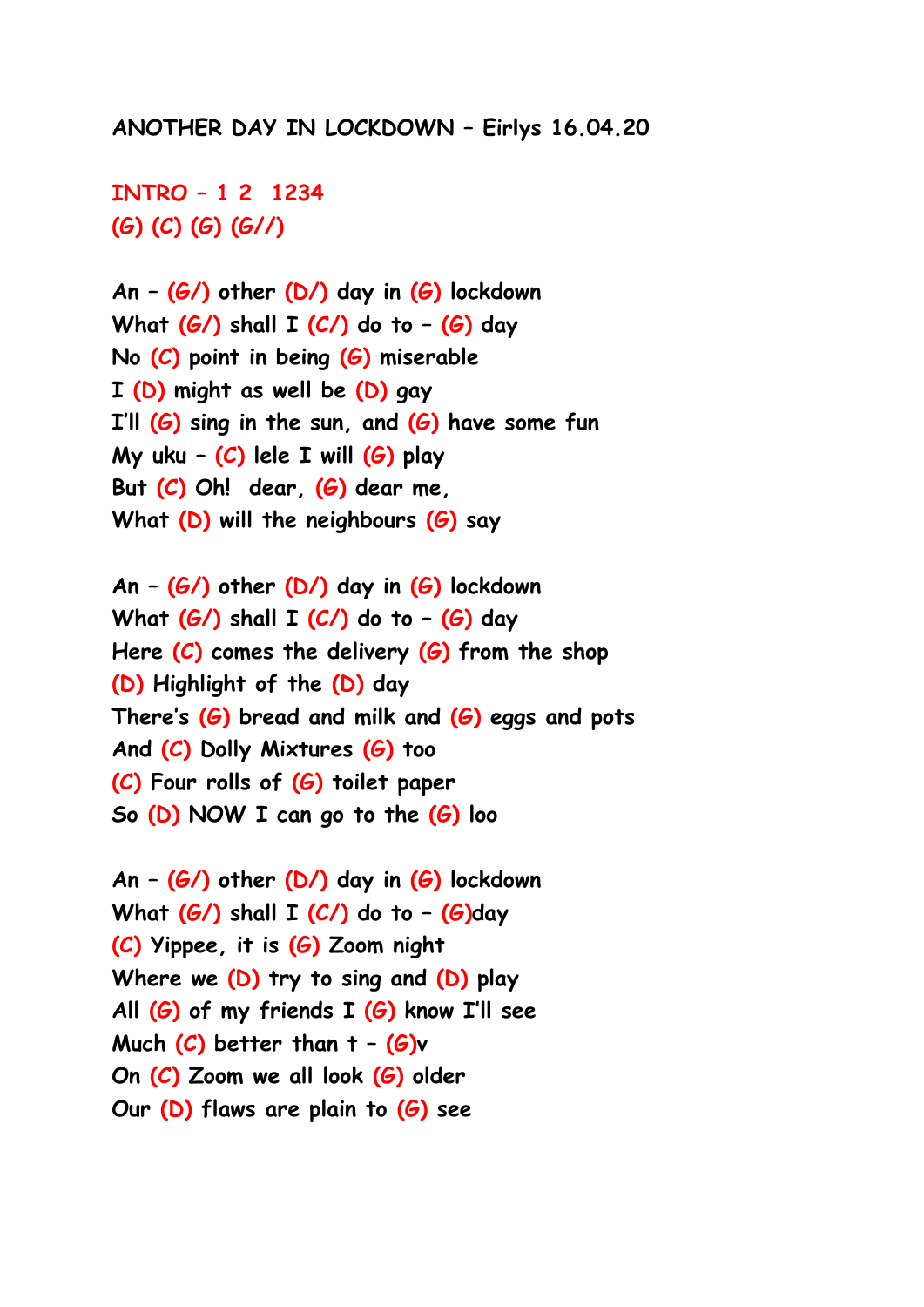**ANOTHER DAY IN LOCKDOWN – Eirlys 16.04.20**

**INTRO – 1 2 1234**
**(G) (C) (G) (G//)**

**An – (G/) other (D/) day in (G) lockdown**
**What (G/) shall I (C/) do to – (G) day**
**No (C) point in being (G) miserable**
**I (D) might as well be (D) gay**
**I'll (G) sing in the sun, and (G) have some fun**
**My uku – (C) lele I will (G) play**
**But (C) Oh! dear, (G) dear me,**
**What (D) will the neighbours (G) say**

**An – (G/) other (D/) day in (G) lockdown**
**What (G/) shall I (C/) do to – (G) day**
**Here (C) comes the delivery (G) from the shop**
**(D) Highlight of the (D) day**
**There's (G) bread and milk and (G) eggs and pots**
**And (C) Dolly Mixtures (G) too**
**(C) Four rolls of (G) toilet paper**
**So (D) NOW I can go to the (G) loo**

**An – (G/) other (D/) day in (G) lockdown**
**What (G/) shall I (C/) do to – (G)day**
**(C) Yippee, it is (G) Zoom night**
**Where we (D) try to sing and (D) play**
**All (G) of my friends I (G) know I'll see**
**Much (C) better than t – (G)v**
**On (C) Zoom we all look (G) older**
**Our (D) flaws are plain to (G) see**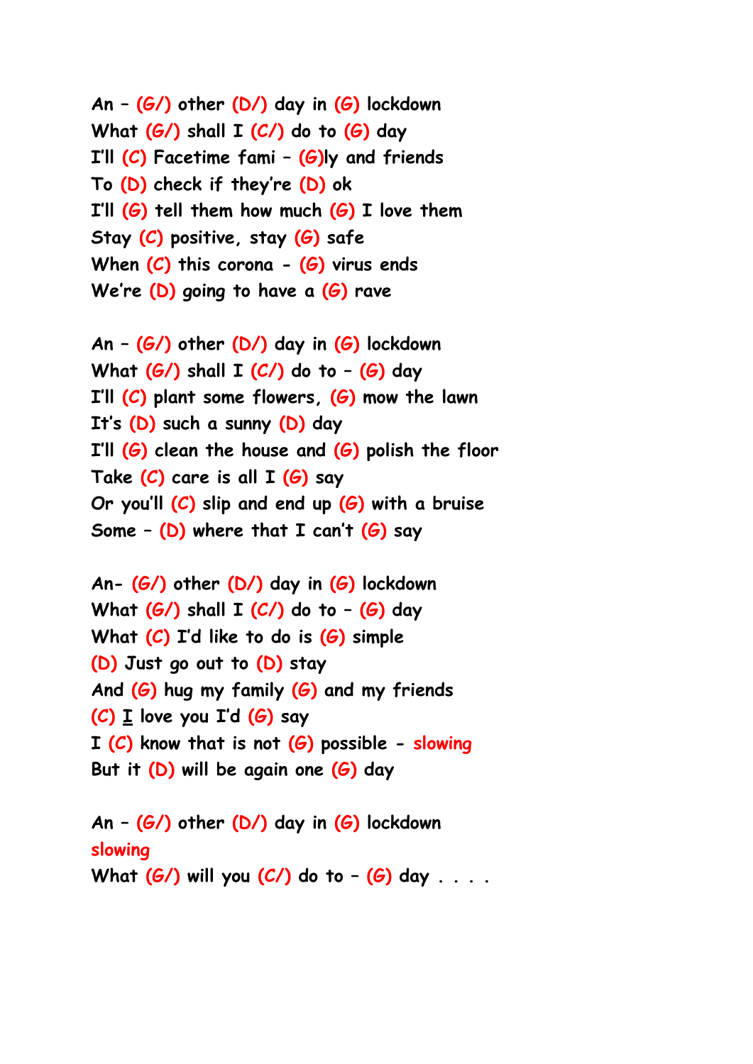An – (G/) other (D/) day in (G) lockdown
What (G/) shall I (C/) do to (G) day
I'll (C) Facetime fami – (G)ly and friends
To (D) check if they're (D) ok
I'll (G) tell them how much (G) I love them
Stay (C) positive, stay (G) safe
When (C) this corona - (G) virus ends
We're (D) going to have a (G) rave

An – (G/) other (D/) day in (G) lockdown
What (G/) shall I (C/) do to – (G) day
I'll (C) plant some flowers, (G) mow the lawn
It's (D) such a sunny (D) day
I'll (G) clean the house and (G) polish the floor
Take (C) care is all I (G) say
Or you'll (C) slip and end up (G) with a bruise
Some – (D) where that I can't (G) say

An- (G/) other (D/) day in (G) lockdown
What (G/) shall I (C/) do to – (G) day
What (C) I'd like to do is (G) simple
(D) Just go out to (D) stay
And (G) hug my family (G) and my friends
(C) I love you I'd (G) say
I (C) know that is not (G) possible - slowing
But it (D) will be again one (G) day

An – (G/) other (D/) day in (G) lockdown
slowing
What (G/) will you (C/) do to – (G) day . . . .